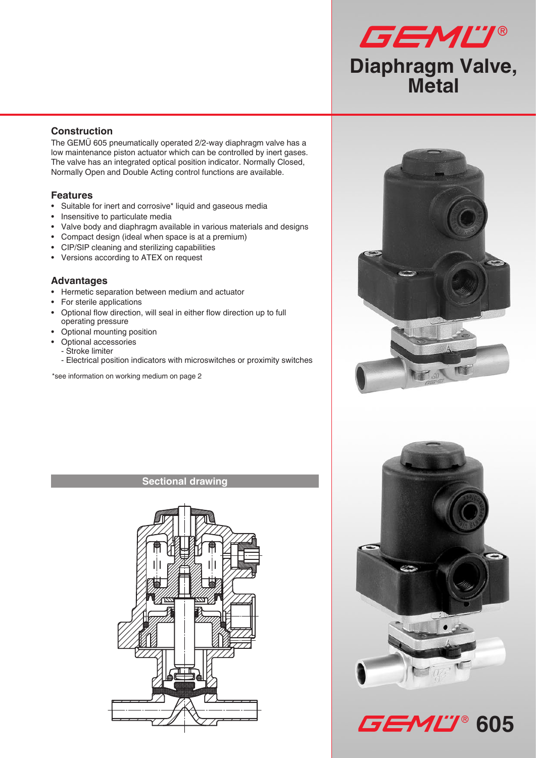# GEMÜ®

# Diaphragm Valve, Metal

## Construction

The GEMÜ 605 pneumatically operated 2/2-way diaphragm valve has a low maintenance piston actuator which can be controlled by inert gases. The valve has an integrated optical position indicator. Normally Closed, Normally Open and Double Acting control functions are available.

## Features

- Suitable for inert and corrosive* liquid and gaseous media
- Insensitive to particulate media
- Valve body and diaphragm available in various materials and designs
- Compact design (ideal when space is at a premium)
- CIP/SIP cleaning and sterilizing capabilities
- Versions according to ATEX on request

## Advantages

- Hermetic separation between medium and actuator
- For sterile applications
- Optional flow direction, will seal in either flow direction up to full operating pressure
- Optional mounting position
- Optional accessories
  - Stroke limiter
  - Electrical position indicators with microswitches or proximity switches

*see information on working medium on page 2

## Sectional drawing

GEMÜ® 605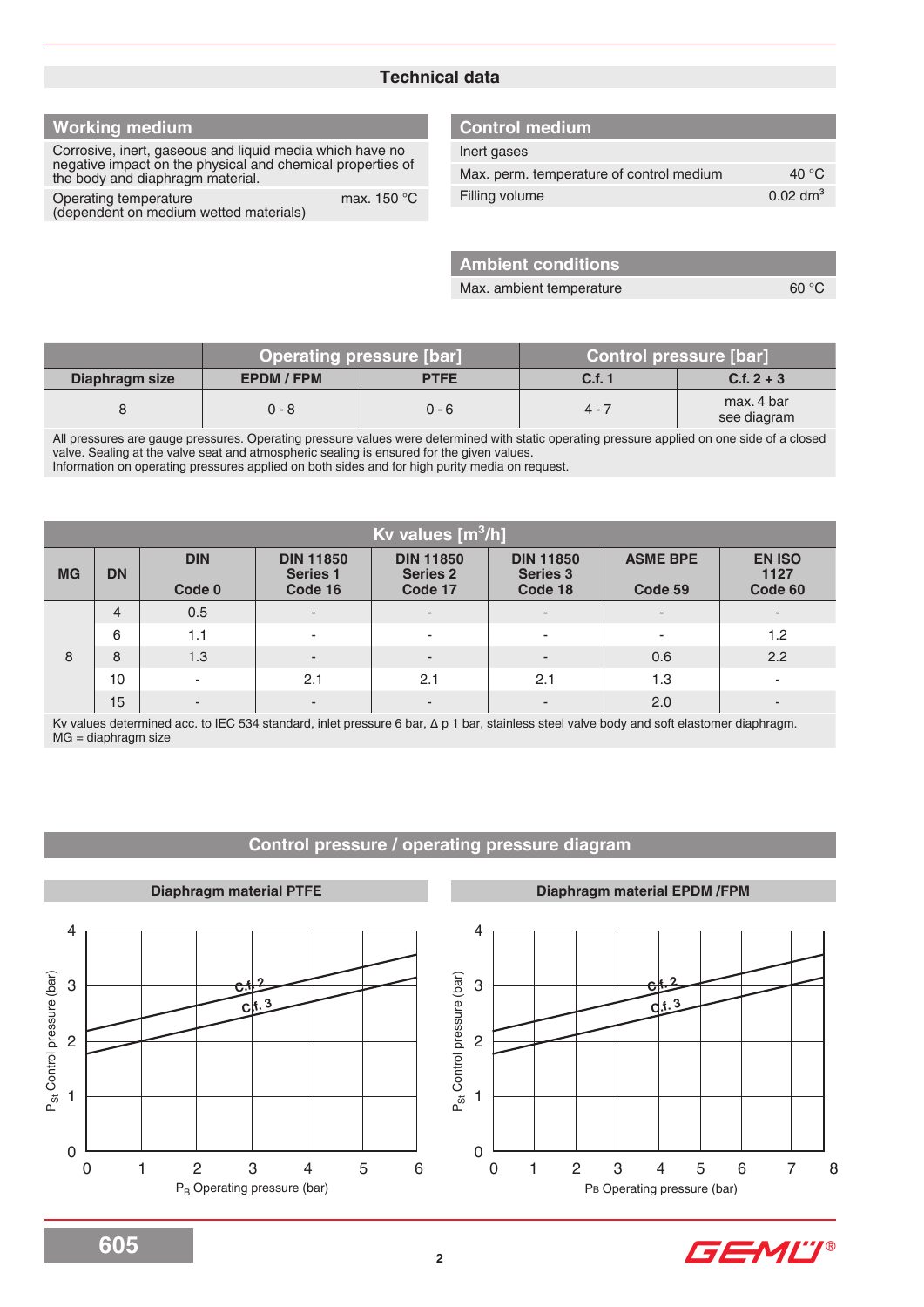# Technical data

## Working medium

Corrosive, inert, gaseous and liquid media which have no negative impact on the physical and chemical properties of the body and diaphragm material.

| | |
|---|---|
| Operating temperature (dependent on medium wetted materials) | max. 150 °C |

## Control medium

Inert gases

| | |
|---|---|
| Max. perm. temperature of control medium | 40 °C |
| Filling volume | 0.02 dm$^3$ |

## Ambient conditions

| | |
|---|---|
| Max. ambient temperature | 60 °C |

| | Operating pressure [bar] | | Control pressure [bar] | |
|---|---|---|---|---|
| Diaphragm size | EPDM / FPM | PTFE | C.f. 1 | C.f. 2 + 3 |
| 8 | 0 - 8 | 0 - 6 | 4 - 7 | max. 4 bar see diagram |

All pressures are gauge pressures. Operating pressure values were determined with static operating pressure applied on one side of a closed valve. Sealing at the valve seat and atmospheric sealing is ensured for the given values.
Information on operating pressures applied on both sides and for high purity media on request.

## Kv values [m$^3$/h]

| MG | DN | DIN Code 0 | DIN 11850 Series 1 Code 16 | DIN 11850 Series 2 Code 17 | DIN 11850 Series 3 Code 18 | ASME BPE Code 59 | EN ISO 1127 Code 60 |
|---|---|---|---|---|---|---|---|
| 8 | 4 | 0.5 | - | - | - | - | - |
| | 6 | 1.1 | - | - | - | - | 1.2 |
| | 8 | 1.3 | - | - | - | 0.6 | 2.2 |
| | 10 | - | 2.1 | 2.1 | 2.1 | 1.3 | - |
| | 15 | - | - | - | - | 2.0 | - |

Kv values determined acc. to IEC 534 standard, inlet pressure 6 bar, Δ p 1 bar, stainless steel valve body and soft elastomer diaphragm.
MG = diaphragm size

## Control pressure / operating pressure diagram

### Diaphragm material PTFE

$P_{St}$ Control pressure (bar) vs. $P_B$ Operating pressure (bar) — curves C.f. 2 and C.f. 3

### Diaphragm material EPDM /FPM

$P_{St}$ Control pressure (bar) vs. $P_B$ Operating pressure (bar) — curves C.f. 2 and C.f. 3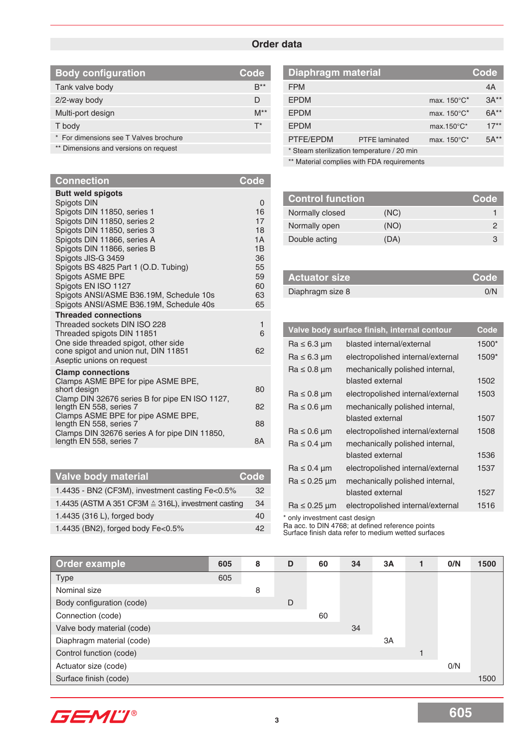## Order data

| Body configuration | Code |
|---|---|
| Tank valve body | B** |
| 2/2-way body | D |
| Multi-port design | M** |
| T body | T* |

\* For dimensions see T Valves brochure
** Dimensions and versions on request

| Connection | Code |
|---|---|
| **Butt weld spigots** | |
| Spigots DIN | 0 |
| Spigots DIN 11850, series 1 | 16 |
| Spigots DIN 11850, series 2 | 17 |
| Spigots DIN 11850, series 3 | 18 |
| Spigots DIN 11866, series A | 1A |
| Spigots DIN 11866, series B | 1B |
| Spigots JIS-G 3459 | 36 |
| Spigots BS 4825 Part 1 (O.D. Tubing) | 55 |
| Spigots ASME BPE | 59 |
| Spigots EN ISO 1127 | 60 |
| Spigots ANSI/ASME B36.19M, Schedule 10s | 63 |
| Spigots ANSI/ASME B36.19M, Schedule 40s | 65 |
| **Threaded connections** | |
| Threaded sockets DIN ISO 228 | 1 |
| Threaded spigots DIN 11851 | 6 |
| One side threaded spigot, other side cone spigot and union nut, DIN 11851 | 62 |
| Aseptic unions on request | |
| **Clamp connections** | |
| Clamps ASME BPE for pipe ASME BPE, short design | 80 |
| Clamp DIN 32676 series B for pipe EN ISO 1127, length EN 558, series 7 | 82 |
| Clamps ASME BPE for pipe ASME BPE, length EN 558, series 7 | 88 |
| Clamps DIN 32676 series A for pipe DIN 11850, length EN 558, series 7 | 8A |

| Valve body material | Code |
|---|---|
| 1.4435 - BN2 (CF3M), investment casting Fe<0.5% | 32 |
| 1.4435 (ASTM A 351 CF3M ≙ 316L), investment casting | 34 |
| 1.4435 (316 L), forged body | 40 |
| 1.4435 (BN2), forged body Fe<0.5% | 42 |

| Diaphragm material | | | Code |
|---|---|---|---|
| FPM | | | 4A |
| EPDM | | max. 150°C* | 3A** |
| EPDM | | max. 150°C* | 6A** |
| EPDM | | max.150°C* | 17** |
| PTFE/EPDM | PTFE laminated | max. 150°C* | 5A** |

\* Steam sterilization temperature / 20 min
** Material complies with FDA requirements

| Control function | | Code |
|---|---|---|
| Normally closed | (NC) | 1 |
| Normally open | (NO) | 2 |
| Double acting | (DA) | 3 |

| Actuator size | Code |
|---|---|
| Diaphragm size 8 | 0/N |

| Valve body surface finish, internal contour | | Code |
|---|---|---|
| Ra ≤ 6.3 µm | blasted internal/external | 1500* |
| Ra ≤ 6.3 µm | electropolished internal/external | 1509* |
| Ra ≤ 0.8 µm | mechanically polished internal, blasted external | 1502 |
| Ra ≤ 0.8 µm | electropolished internal/external | 1503 |
| Ra ≤ 0.6 µm | mechanically polished internal, blasted external | 1507 |
| Ra ≤ 0.6 µm | electropolished internal/external | 1508 |
| Ra ≤ 0.4 µm | mechanically polished internal, blasted external | 1536 |
| Ra ≤ 0.4 µm | electropolished internal/external | 1537 |
| Ra ≤ 0.25 µm | mechanically polished internal, blasted external | 1527 |
| Ra ≤ 0.25 µm | electropolished internal/external | 1516 |

\* only investment cast design
Ra acc. to DIN 4768; at defined reference points
Surface finish data refer to medium wetted surfaces

| Order example | 605 | 8 | D | 60 | 34 | 3A | 1 | 0/N | 1500 |
|---|---|---|---|---|---|---|---|---|---|
| Type | 605 | | | | | | | | |
| Nominal size | | 8 | | | | | | | |
| Body configuration (code) | | | D | | | | | | |
| Connection (code) | | | | 60 | | | | | |
| Valve body material (code) | | | | | 34 | | | | |
| Diaphragm material (code) | | | | | | 3A | | | |
| Control function (code) | | | | | | | 1 | | |
| Actuator size (code) | | | | | | | | 0/N | |
| Surface finish (code) | | | | | | | | | 1500 |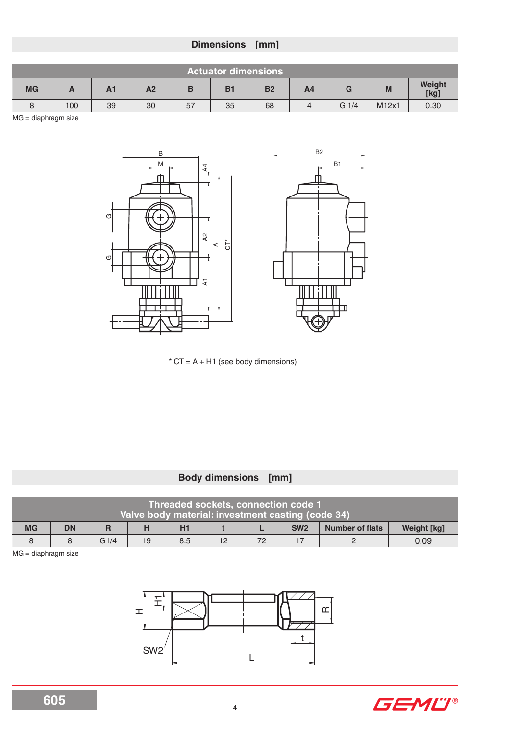## Dimensions [mm]

| Actuator dimensions | | | | | | | | | | |
|---|---|---|---|---|---|---|---|---|---|---|
| MG | A | A1 | A2 | B | B1 | B2 | A4 | G | M | Weight [kg] |
| 8 | 100 | 39 | 30 | 57 | 35 | 68 | 4 | G 1/4 | M12x1 | 0.30 |

MG = diaphragm size

* CT = A + H1 (see body dimensions)

## Body dimensions [mm]

| Threaded sockets, connection code 1<br>Valve body material: investment casting (code 34) | | | | | | | | | |
|---|---|---|---|---|---|---|---|---|---|
| MG | DN | R | H | H1 | t | L | SW2 | Number of flats | Weight [kg] |
| 8 | 8 | G1/4 | 19 | 8.5 | 12 | 72 | 17 | 2 | 0.09 |

MG = diaphragm size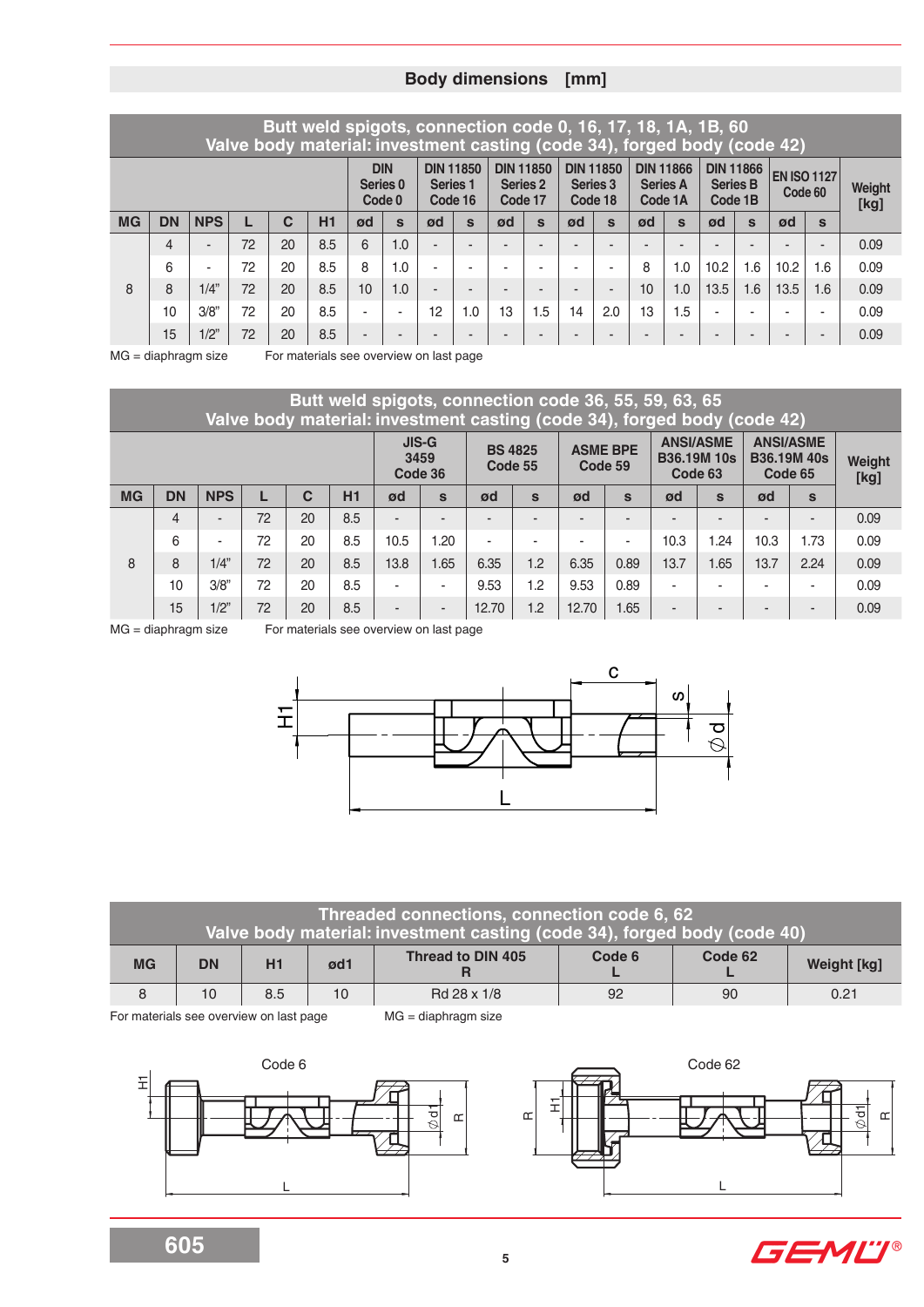## Body dimensions [mm]

| Butt weld spigots, connection code 0, 16, 17, 18, 1A, 1B, 60<br>Valve body material: investment casting (code 34), forged body (code 42) | | | | | | | | | | | | | | | | | | | | |
|---|---|---|---|---|---|---|---|---|---|---|---|---|---|---|---|---|---|---|---|---|
| | | | | | | DIN Series 0 Code 0 | | DIN 11850 Series 1 Code 16 | | DIN 11850 Series 2 Code 17 | | DIN 11850 Series 3 Code 18 | | DIN 11866 Series A Code 1A | | DIN 11866 Series B Code 1B | | EN ISO 1127 Code 60 | | Weight [kg] |
| MG | DN | NPS | L | C | H1 | ød | s | ød | s | ød | s | ød | s | ød | s | ød | s | ød | s | |
| 8 | 4 | - | 72 | 20 | 8.5 | 6 | 1.0 | - | - | - | - | - | - | - | - | - | - | - | - | 0.09 |
| | 6 | - | 72 | 20 | 8.5 | 8 | 1.0 | - | - | - | - | - | - | 8 | 1.0 | 10.2 | 1.6 | 10.2 | 1.6 | 0.09 |
| | 8 | 1/4" | 72 | 20 | 8.5 | 10 | 1.0 | - | - | - | - | - | - | 10 | 1.0 | 13.5 | 1.6 | 13.5 | 1.6 | 0.09 |
| | 10 | 3/8" | 72 | 20 | 8.5 | - | - | 12 | 1.0 | 13 | 1.5 | 14 | 2.0 | 13 | 1.5 | - | - | - | - | 0.09 |
| | 15 | 1/2" | 72 | 20 | 8.5 | - | - | - | - | - | - | - | - | - | - | - | - | - | - | 0.09 |

MG = diaphragm size For materials see overview on last page

| Butt weld spigots, connection code 36, 55, 59, 63, 65<br>Valve body material: investment casting (code 34), forged body (code 42) | | | | | | | | | | | | | | | | |
|---|---|---|---|---|---|---|---|---|---|---|---|---|---|---|---|---|
| | | | | | | JIS-G 3459 Code 36 | | BS 4825 Code 55 | | ASME BPE Code 59 | | ANSI/ASME B36.19M 10s Code 63 | | ANSI/ASME B36.19M 40s Code 65 | | Weight [kg] |
| MG | DN | NPS | L | C | H1 | ød | s | ød | s | ød | s | ød | s | ød | s | |
| 8 | 4 | - | 72 | 20 | 8.5 | - | - | - | - | - | - | - | - | - | - | 0.09 |
| | 6 | - | 72 | 20 | 8.5 | 10.5 | 1.20 | - | - | - | - | 10.3 | 1.24 | 10.3 | 1.73 | 0.09 |
| | 8 | 1/4" | 72 | 20 | 8.5 | 13.8 | 1.65 | 6.35 | 1.2 | 6.35 | 0.89 | 13.7 | 1.65 | 13.7 | 2.24 | 0.09 |
| | 10 | 3/8" | 72 | 20 | 8.5 | - | - | 9.53 | 1.2 | 9.53 | 0.89 | - | - | - | - | 0.09 |
| | 15 | 1/2" | 72 | 20 | 8.5 | - | - | 12.70 | 1.2 | 12.70 | 1.65 | - | - | - | - | 0.09 |

MG = diaphragm size For materials see overview on last page

| Threaded connections, connection code 6, 62<br>Valve body material: investment casting (code 34), forged body (code 40) | | | | | | | |
|---|---|---|---|---|---|---|---|
| MG | DN | H1 | ød1 | Thread to DIN 405 R | Code 6 L | Code 62 L | Weight [kg] |
| 8 | 10 | 8.5 | 10 | Rd 28 x 1/8 | 92 | 90 | 0.21 |

For materials see overview on last page MG = diaphragm size

Code 6

Code 62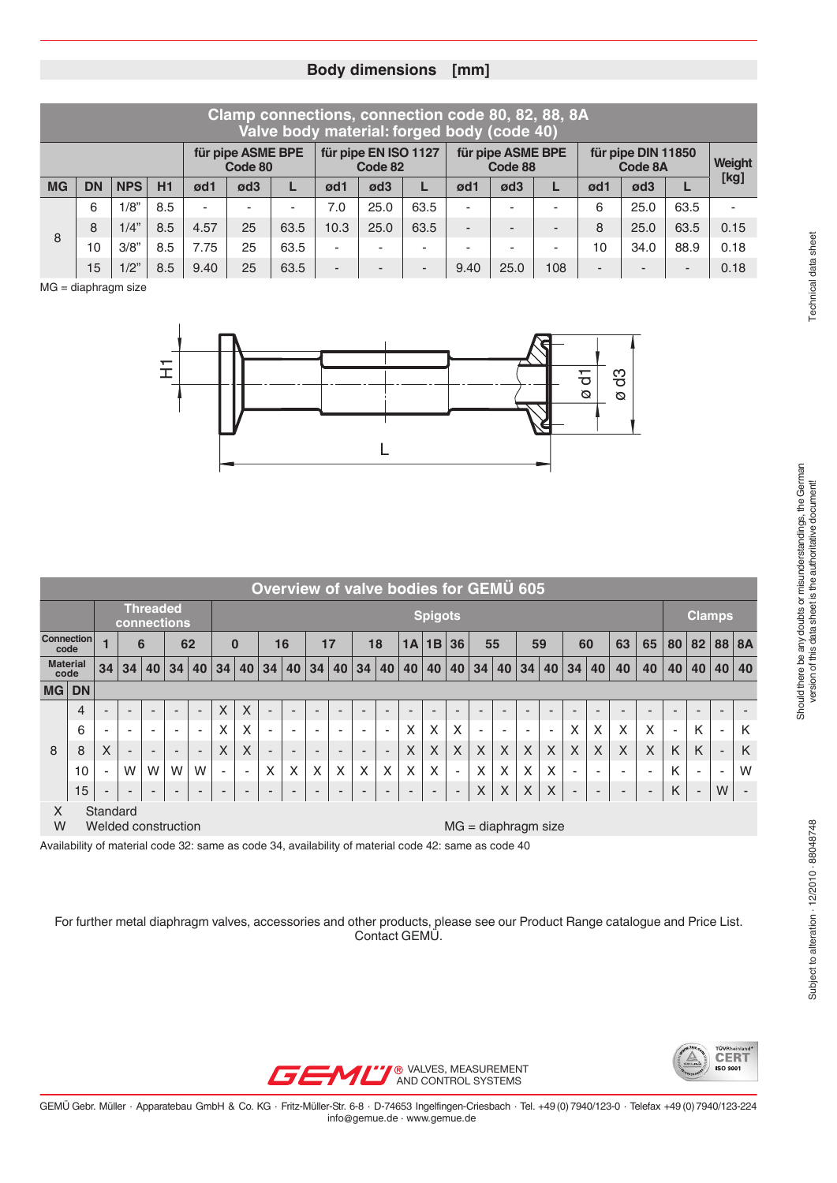## Body dimensions [mm]

| Clamp connections, connection code 80, 82, 88, 8A<br>Valve body material: forged body (code 40) | | | | | | | | | | | | | | | | |
|---|---|---|---|---|---|---|---|---|---|---|---|---|---|---|---|---|
| | | | | für pipe ASME BPE<br>Code 80 | | | für pipe EN ISO 1127<br>Code 82 | | | für pipe ASME BPE<br>Code 88 | | | für pipe DIN 11850<br>Code 8A | | | Weight [kg] |
| MG | DN | NPS | H1 | ød1 | ød3 | L | ød1 | ød3 | L | ød1 | ød3 | L | ød1 | ød3 | L | |
| 8 | 6 | 1/8" | 8.5 | - | - | - | 7.0 | 25.0 | 63.5 | - | - | - | 6 | 25.0 | 63.5 | - |
| | 8 | 1/4" | 8.5 | 4.57 | 25 | 63.5 | 10.3 | 25.0 | 63.5 | - | - | - | 8 | 25.0 | 63.5 | 0.15 |
| | 10 | 3/8" | 8.5 | 7.75 | 25 | 63.5 | - | - | - | - | - | - | 10 | 34.0 | 88.9 | 0.18 |
| | 15 | 1/2" | 8.5 | 9.40 | 25 | 63.5 | - | - | - | 9.40 | 25.0 | 108 | - | - | - | 0.18 |

MG = diaphragm size

H1

ø d1

ø d3

L

| Overview of valve bodies for GEMÜ 605 | | | | | | | | | | | | | | | | | | | | | | | | | | | | | |
|---|---|---|---|---|---|---|---|---|---|---|---|---|---|---|---|---|---|---|---|---|---|---|---|---|---|---|---|---|---|
| | | Threaded connections | | | | | Spigots | | | | | | | | | | | | | | | | | | | Clamps | | | |
| Connection code | | 1 | 6 | | 62 | | 0 | | 16 | | 17 | | 18 | | 1A | 1B | 36 | 55 | | 59 | | 60 | | 63 | 65 | 80 | 82 | 88 | 8A |
| Material code | | 34 | 34 | 40 | 34 | 40 | 34 | 40 | 34 | 40 | 34 | 40 | 34 | 40 | 40 | 40 | 40 | 34 | 40 | 34 | 40 | 34 | 40 | 40 | 40 | 40 | 40 | 40 | 40 |
| MG | DN | | | | | | | | | | | | | | | | | | | | | | | | | | | | |
| 8 | 4 | - | - | - | - | - | X | X | - | - | - | - | - | - | - | - | - | - | - | - | - | - | - | - | - | - | - | - | - |
| | 6 | - | - | - | - | - | X | X | - | - | - | - | - | - | X | X | X | - | - | - | - | X | X | X | X | - | K | - | K |
| | 8 | X | - | - | - | - | X | X | - | - | - | - | - | - | X | X | X | X | X | X | X | X | X | X | X | K | K | - | K |
| | 10 | - | W | W | W | W | - | - | X | X | X | X | X | X | X | X | - | X | X | X | X | - | - | - | - | K | - | - | W |
| | 15 | - | - | - | - | - | - | - | - | - | - | - | - | - | - | - | - | X | X | X | X | - | - | - | - | K | - | W | - |

X Standard
W Welded construction

MG = diaphragm size

Availability of material code 32: same as code 34, availability of material code 42: same as code 40

For further metal diaphragm valves, accessories and other products, please see our Product Range catalogue and Price List. Contact GEMÜ.

GEMÜ® VALVES, MEASUREMENT AND CONTROL SYSTEMS

GEMÜ Gebr. Müller · Apparatebau GmbH & Co. KG · Fritz-Müller-Str. 6-8 · D-74653 Ingelfingen-Criesbach · Tel. +49 (0) 7940/123-0 · Telefax +49 (0) 7940/123-224
info@gemue.de · www.gemue.de

Should there be any doubts or misunderstandings, the German version of this data sheet is the authoritative document!

Subject to alteration · 12/2010 · 88048748